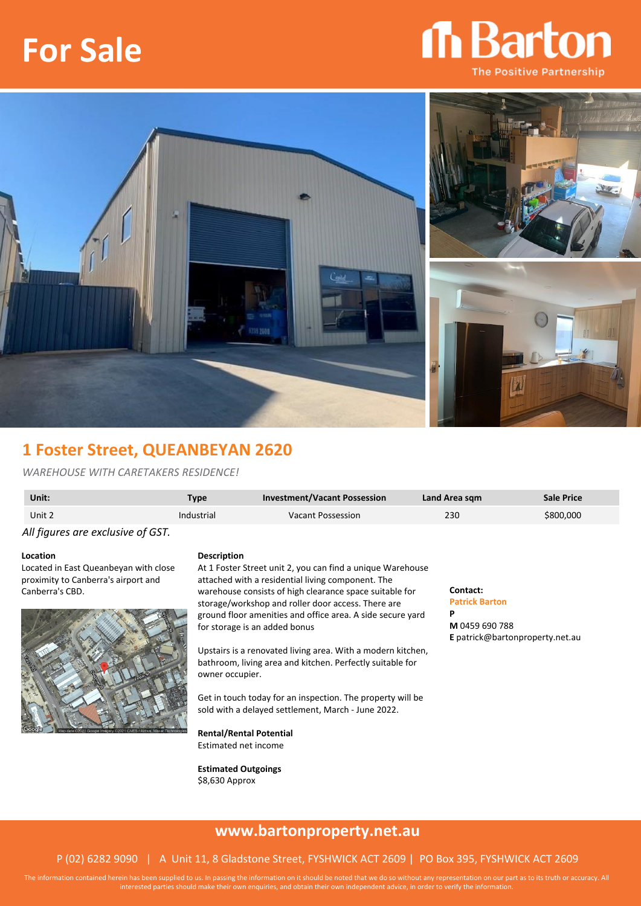# For Sale

Barton
The Positive Partnership

## 1 Foster Street, QUEANBEYAN 2620

*WAREHOUSE WITH CARETAKERS RESIDENCE!*

| Unit: | Type | Investment/Vacant Possession | Land Area sqm | Sale Price |
|---|---|---|---|---|
| Unit 2 | Industrial | Vacant Possession | 230 | $800,000 |

*All figures are exclusive of GST.*

**Location**

Located in East Queanbeyan with close proximity to Canberra's airport and Canberra's CBD.

**Description**

At 1 Foster Street unit 2, you can find a unique Warehouse attached with a residential living component. The warehouse consists of high clearance space suitable for storage/workshop and roller door access. There are ground floor amenities and office area. A side secure yard for storage is an added bonus

Upstairs is a renovated living area. With a modern kitchen, bathroom, living area and kitchen. Perfectly suitable for owner occupier.

Get in touch today for an inspection. The property will be sold with a delayed settlement, March - June 2022.

**Rental/Rental Potential**
Estimated net income

**Estimated Outgoings**
$8,630 Approx

**Contact:**
Patrick Barton
**P**
**M** 0459 690 788
**E** patrick@bartonproperty.net.au

**www.bartonproperty.net.au**

P (02) 6282 9090 | A Unit 11, 8 Gladstone Street, FYSHWICK ACT 2609 | PO Box 395, FYSHWICK ACT 2609

The information contained herein has been supplied to us. In passing the information on it should be noted that we do so without any representation on our part as to its truth or accuracy. All interested parties should make their own enquiries, and obtain their own independent advice, in order to verify the information.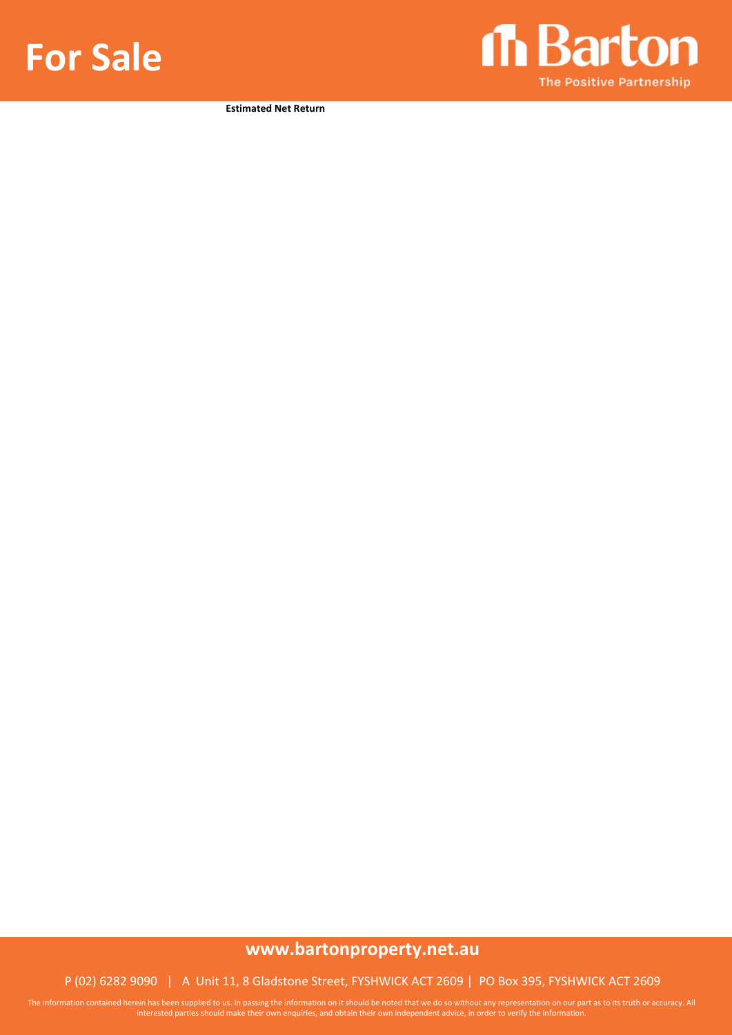# For Sale

Barton
The Positive Partnership

**Estimated Net Return**

**www.bartonproperty.net.au**

P (02) 6282 9090 | A Unit 11, 8 Gladstone Street, FYSHWICK ACT 2609 | PO Box 395, FYSHWICK ACT 2609

The information contained herein has been supplied to us. In passing the information on it should be noted that we do so without any representation on our part as to its truth or accuracy. All interested parties should make their own enquiries, and obtain their own independent advice, in order to verify the information.